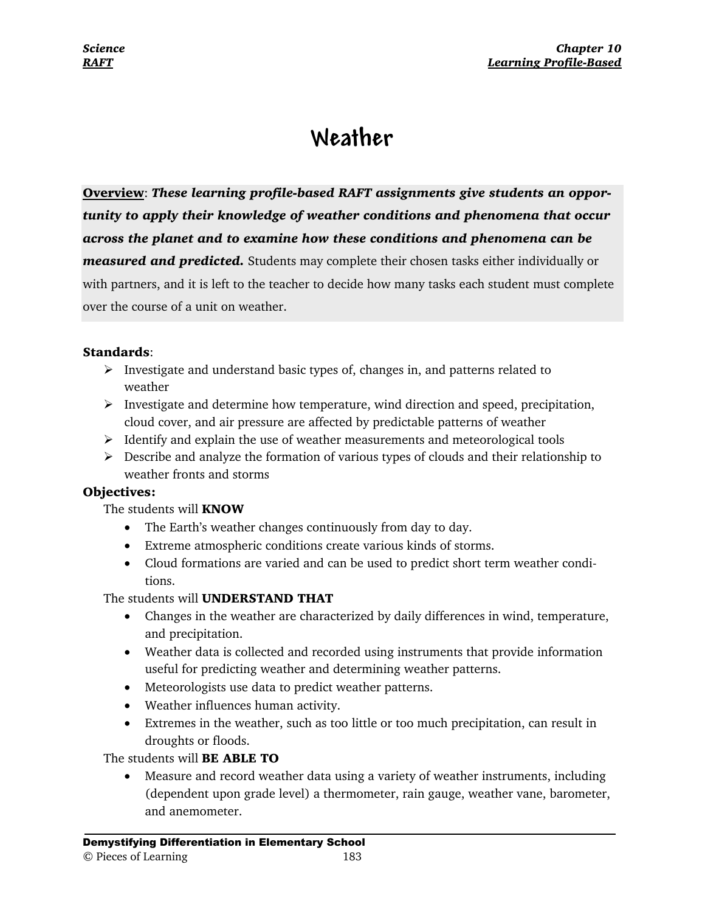# Weather

**Overview**: ***These learning profile-based RAFT assignments give students an opportunity to apply their knowledge of weather conditions and phenomena that occur across the planet and to examine how these conditions and phenomena can be measured and predicted.*** Students may complete their chosen tasks either individually or with partners, and it is left to the teacher to decide how many tasks each student must complete over the course of a unit on weather.

**Standards**:

- Investigate and understand basic types of, changes in, and patterns related to weather
- Investigate and determine how temperature, wind direction and speed, precipitation, cloud cover, and air pressure are affected by predictable patterns of weather
- Identify and explain the use of weather measurements and meteorological tools
- Describe and analyze the formation of various types of clouds and their relationship to weather fronts and storms

**Objectives:**

The students will **KNOW**

- The Earth's weather changes continuously from day to day.
- Extreme atmospheric conditions create various kinds of storms.
- Cloud formations are varied and can be used to predict short term weather conditions.

The students will **UNDERSTAND THAT**

- Changes in the weather are characterized by daily differences in wind, temperature, and precipitation.
- Weather data is collected and recorded using instruments that provide information useful for predicting weather and determining weather patterns.
- Meteorologists use data to predict weather patterns.
- Weather influences human activity.
- Extremes in the weather, such as too little or too much precipitation, can result in droughts or floods.

The students will **BE ABLE TO**

- Measure and record weather data using a variety of weather instruments, including (dependent upon grade level) a thermometer, rain gauge, weather vane, barometer, and anemometer.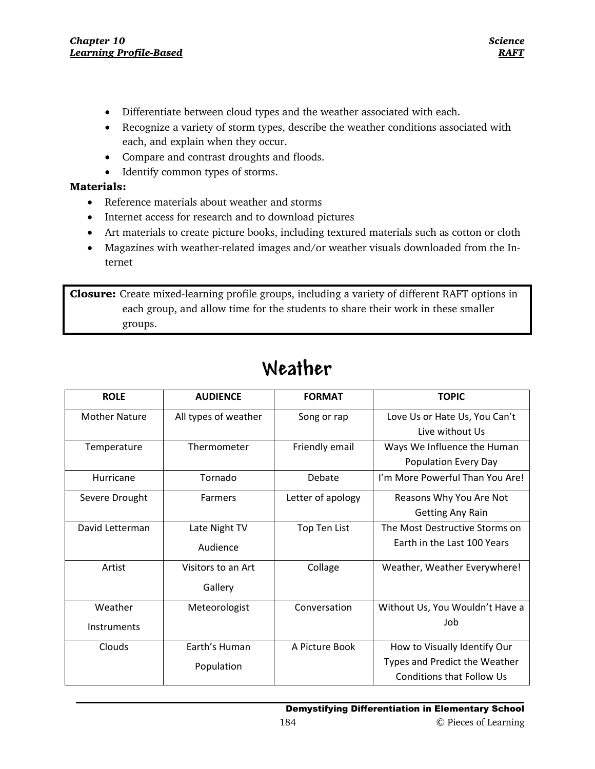- Differentiate between cloud types and the weather associated with each.
- Recognize a variety of storm types, describe the weather conditions associated with each, and explain when they occur.
- Compare and contrast droughts and floods.
- Identify common types of storms.

**Materials:**

- Reference materials about weather and storms
- Internet access for research and to download pictures
- Art materials to create picture books, including textured materials such as cotton or cloth
- Magazines with weather-related images and/or weather visuals downloaded from the Internet

**Closure:** Create mixed-learning profile groups, including a variety of different RAFT options in each group, and allow time for the students to share their work in these smaller groups.

# Weather

| ROLE | AUDIENCE | FORMAT | TOPIC |
|---|---|---|---|
| Mother Nature | All types of weather | Song or rap | Love Us or Hate Us, You Can't Live without Us |
| Temperature | Thermometer | Friendly email | Ways We Influence the Human Population Every Day |
| Hurricane | Tornado | Debate | I'm More Powerful Than You Are! |
| Severe Drought | Farmers | Letter of apology | Reasons Why You Are Not Getting Any Rain |
| David Letterman | Late Night TV Audience | Top Ten List | The Most Destructive Storms on Earth in the Last 100 Years |
| Artist | Visitors to an Art Gallery | Collage | Weather, Weather Everywhere! |
| Weather Instruments | Meteorologist | Conversation | Without Us, You Wouldn't Have a Job |
| Clouds | Earth's Human Population | A Picture Book | How to Visually Identify Our Types and Predict the Weather Conditions that Follow Us |